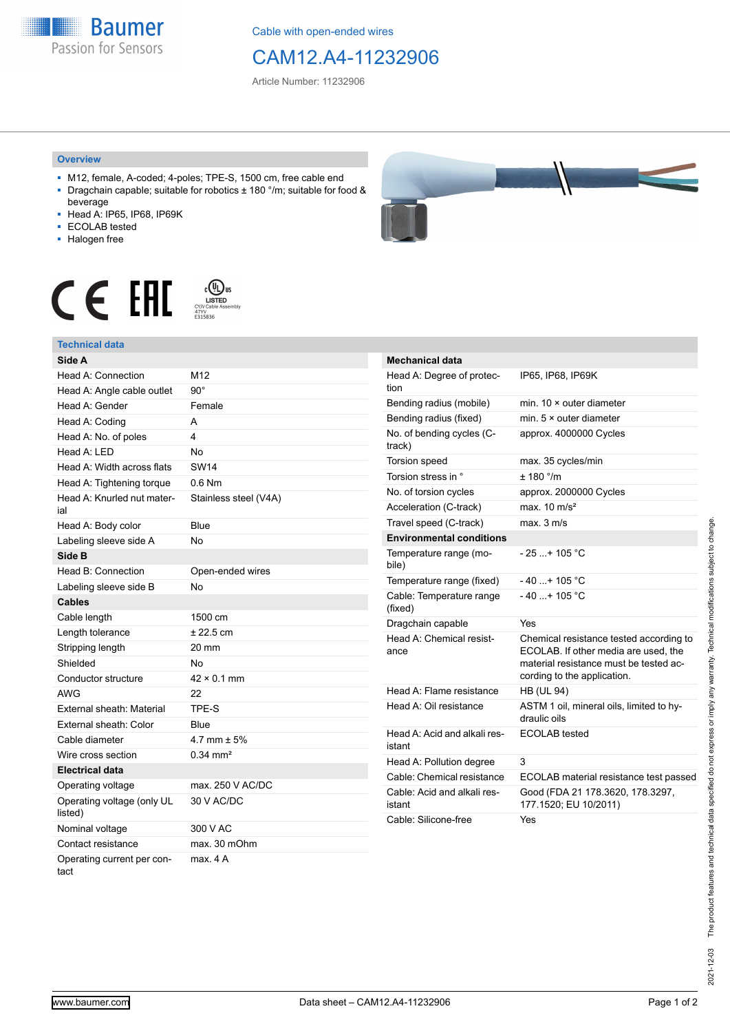Cable with open-ended wires

# CAM12.A4-11232906

Article Number: 11232906

## Overview

- M12, female, A-coded; 4-poles; TPE-S, 1500 cm, free cable end
- Dragchain capable; suitable for robotics ± 180 °/m; suitable for food & beverage
- Head A: IP65, IP68, IP69K
- ECOLAB tested
- Halogen free

## Technical data

| Side A | |
|---|---|
| Head A: Connection | M12 |
| Head A: Angle cable outlet | 90° |
| Head A: Gender | Female |
| Head A: Coding | A |
| Head A: No. of poles | 4 |
| Head A: LED | No |
| Head A: Width across flats | SW14 |
| Head A: Tightening torque | 0.6 Nm |
| Head A: Knurled nut material | Stainless steel (V4A) |
| Head A: Body color | Blue |
| Labeling sleeve side A | No |
| **Side B** | |
| Head B: Connection | Open-ended wires |
| Labeling sleeve side B | No |
| **Cables** | |
| Cable length | 1500 cm |
| Length tolerance | ± 22.5 cm |
| Stripping length | 20 mm |
| Shielded | No |
| Conductor structure | 42 × 0.1 mm |
| AWG | 22 |
| External sheath: Material | TPE-S |
| External sheath: Color | Blue |
| Cable diameter | 4.7 mm ± 5% |
| Wire cross section | 0.34 mm² |
| **Electrical data** | |
| Operating voltage | max. 250 V AC/DC |
| Operating voltage (only UL listed) | 30 V AC/DC |
| Nominal voltage | 300 V AC |
| Contact resistance | max. 30 mOhm |
| Operating current per contact | max. 4 A |

| Mechanical data | |
|---|---|
| Head A: Degree of protection | IP65, IP68, IP69K |
| Bending radius (mobile) | min. 10 × outer diameter |
| Bending radius (fixed) | min. 5 × outer diameter |
| No. of bending cycles (C-track) | approx. 4000000 Cycles |
| Torsion speed | max. 35 cycles/min |
| Torsion stress in ° | ± 180 °/m |
| No. of torsion cycles | approx. 2000000 Cycles |
| Acceleration (C-track) | max. 10 m/s² |
| Travel speed (C-track) | max. 3 m/s |
| **Environmental conditions** | |
| Temperature range (mobile) | - 25 ...+ 105 °C |
| Temperature range (fixed) | - 40 ...+ 105 °C |
| Cable: Temperature range (fixed) | - 40 ...+ 105 °C |
| Dragchain capable | Yes |
| Head A: Chemical resistance | Chemical resistance tested according to ECOLAB. If other media are used, the material resistance must be tested according to the application. |
| Head A: Flame resistance | HB (UL 94) |
| Head A: Oil resistance | ASTM 1 oil, mineral oils, limited to hydraulic oils |
| Head A: Acid and alkali resistant | ECOLAB tested |
| Head A: Pollution degree | 3 |
| Cable: Chemical resistance | ECOLAB material resistance test passed |
| Cable: Acid and alkali resistant | Good (FDA 21 178.3620, 178.3297, 177.1520; EU 10/2011) |
| Cable: Silicone-free | Yes |

2021-12-03 The product features and technical data specified do not express or imply any warranty. Technical modifications subject to change.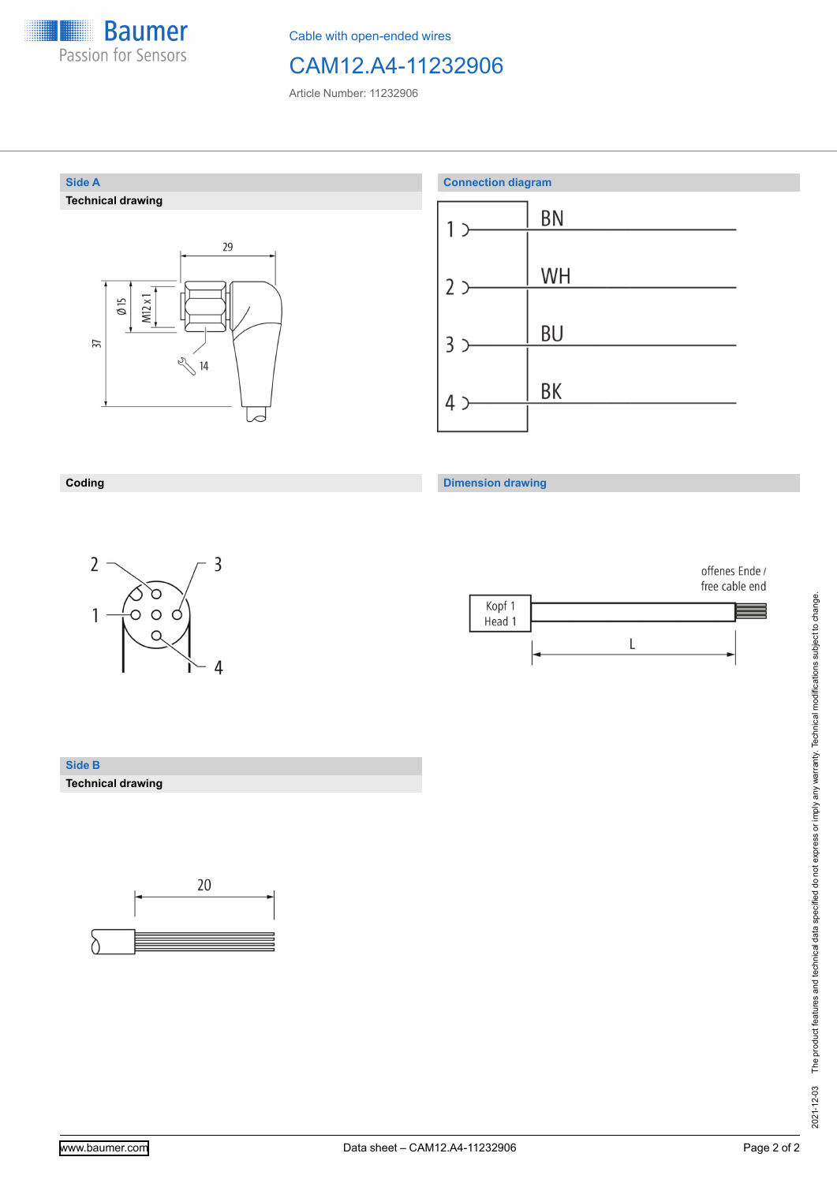Cable with open-ended wires

# CAM12.A4-11232906

Article Number: 11232906

## Side A

### Technical drawing

29

Ø 15

M12 x 1

37

14

## Connection diagram

1 BN

2 WH

3 BU

4 BK

### Coding

2 3

1

4

## Dimension drawing

offenes Ende / free cable end

Kopf 1 Head 1

L

## Side B

### Technical drawing

20

The product features and technical data specified do not express or imply any warranty. Technical modifications subject to change.

2021-12-03

www.baumer.com

Data sheet – CAM12.A4-11232906